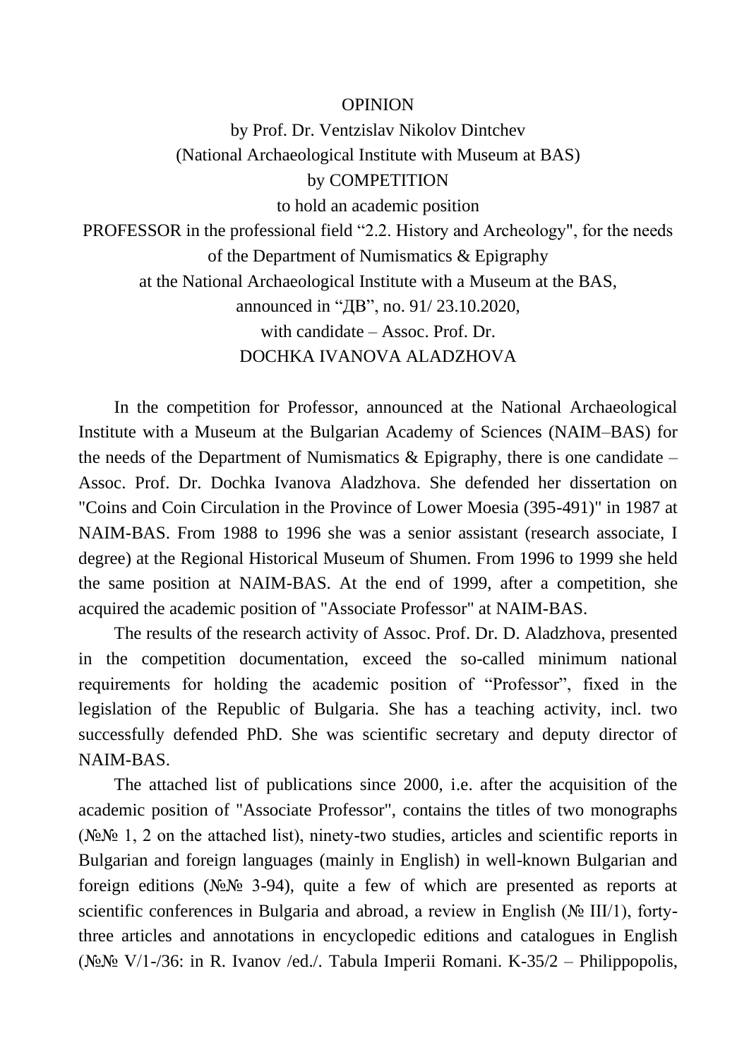OPINION

by Prof. Dr. Ventzislav Nikolov Dintchev

(National Archaeological Institute with Museum at BAS)

by COMPETITION

to hold an academic position

PROFESSOR in the professional field "2.2. History and Archeology", for the needs of the Department of Numismatics & Epigraphy

at the National Archaeological Institute with a Museum at the BAS,

announced in "ДВ", no. 91/ 23.10.2020,

with candidate – Assoc. Prof. Dr.

DOCHKA IVANOVA ALADZHOVA

In the competition for Professor, announced at the National Archaeological Institute with a Museum at the Bulgarian Academy of Sciences (NAIM–BAS) for the needs of the Department of Numismatics & Epigraphy, there is one candidate – Assoc. Prof. Dr. Dochka Ivanova Aladzhova. She defended her dissertation on "Coins and Coin Circulation in the Province of Lower Moesia (395-491)" in 1987 at NAIM-BAS. From 1988 to 1996 she was a senior assistant (research associate, I degree) at the Regional Historical Museum of Shumen. From 1996 to 1999 she held the same position at NAIM-BAS. At the end of 1999, after a competition, she acquired the academic position of "Associate Professor" at NAIM-BAS.

The results of the research activity of Assoc. Prof. Dr. D. Aladzhova, presented in the competition documentation, exceed the so-called minimum national requirements for holding the academic position of "Professor", fixed in the legislation of the Republic of Bulgaria. She has a teaching activity, incl. two successfully defended PhD. She was scientific secretary and deputy director of NAIM-BAS.

The attached list of publications since 2000, i.e. after the acquisition of the academic position of "Associate Professor", contains the titles of two monographs (№№ 1, 2 on the attached list), ninety-two studies, articles and scientific reports in Bulgarian and foreign languages (mainly in English) in well-known Bulgarian and foreign editions (№№ 3-94), quite a few of which are presented as reports at scientific conferences in Bulgaria and abroad, a review in English (№ III/1), forty-three articles and annotations in encyclopedic editions and catalogues in English (№№ V/1-/36: in R. Ivanov /ed./. Tabula Imperii Romani. K-35/2 – Philippopolis,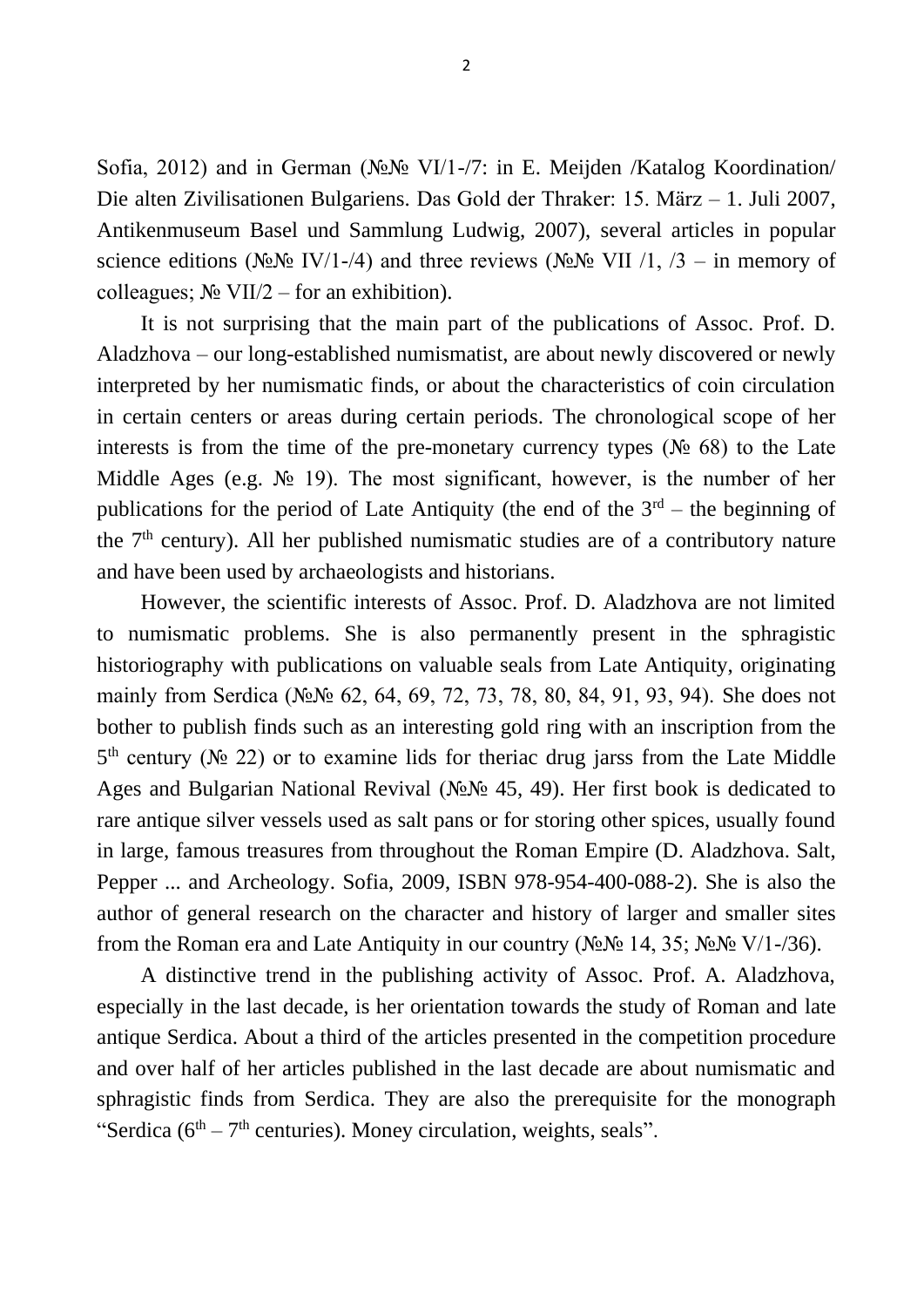Sofia, 2012) and in German (№№ VI/1-/7: in E. Meijden /Katalog Koordination/ Die alten Zivilisationen Bulgariens. Das Gold der Thraker: 15. März – 1. Juli 2007, Antikenmuseum Basel und Sammlung Ludwig, 2007), several articles in popular science editions (№№ IV/1-/4) and three reviews (№№ VII /1, /3 – in memory of colleagues; № VII/2 – for an exhibition).

It is not surprising that the main part of the publications of Assoc. Prof. D. Aladzhova – our long-established numismatist, are about newly discovered or newly interpreted by her numismatic finds, or about the characteristics of coin circulation in certain centers or areas during certain periods. The chronological scope of her interests is from the time of the pre-monetary currency types (№ 68) to the Late Middle Ages (e.g. № 19). The most significant, however, is the number of her publications for the period of Late Antiquity (the end of the 3rd – the beginning of the 7th century). All her published numismatic studies are of a contributory nature and have been used by archaeologists and historians.

However, the scientific interests of Assoc. Prof. D. Aladzhova are not limited to numismatic problems. She is also permanently present in the sphragistic historiography with publications on valuable seals from Late Antiquity, originating mainly from Serdica (№№ 62, 64, 69, 72, 73, 78, 80, 84, 91, 93, 94). She does not bother to publish finds such as an interesting gold ring with an inscription from the 5th century (№ 22) or to examine lids for theriac drug jarss from the Late Middle Ages and Bulgarian National Revival (№№ 45, 49). Her first book is dedicated to rare antique silver vessels used as salt pans or for storing other spices, usually found in large, famous treasures from throughout the Roman Empire (D. Aladzhova. Salt, Pepper ... and Archeology. Sofia, 2009, ISBN 978-954-400-088-2). She is also the author of general research on the character and history of larger and smaller sites from the Roman era and Late Antiquity in our country (№№ 14, 35; №№ V/1-/36).

A distinctive trend in the publishing activity of Assoc. Prof. A. Aladzhova, especially in the last decade, is her orientation towards the study of Roman and late antique Serdica. About a third of the articles presented in the competition procedure and over half of her articles published in the last decade are about numismatic and sphragistic finds from Serdica. They are also the prerequisite for the monograph "Serdica (6th – 7th centuries). Money circulation, weights, seals".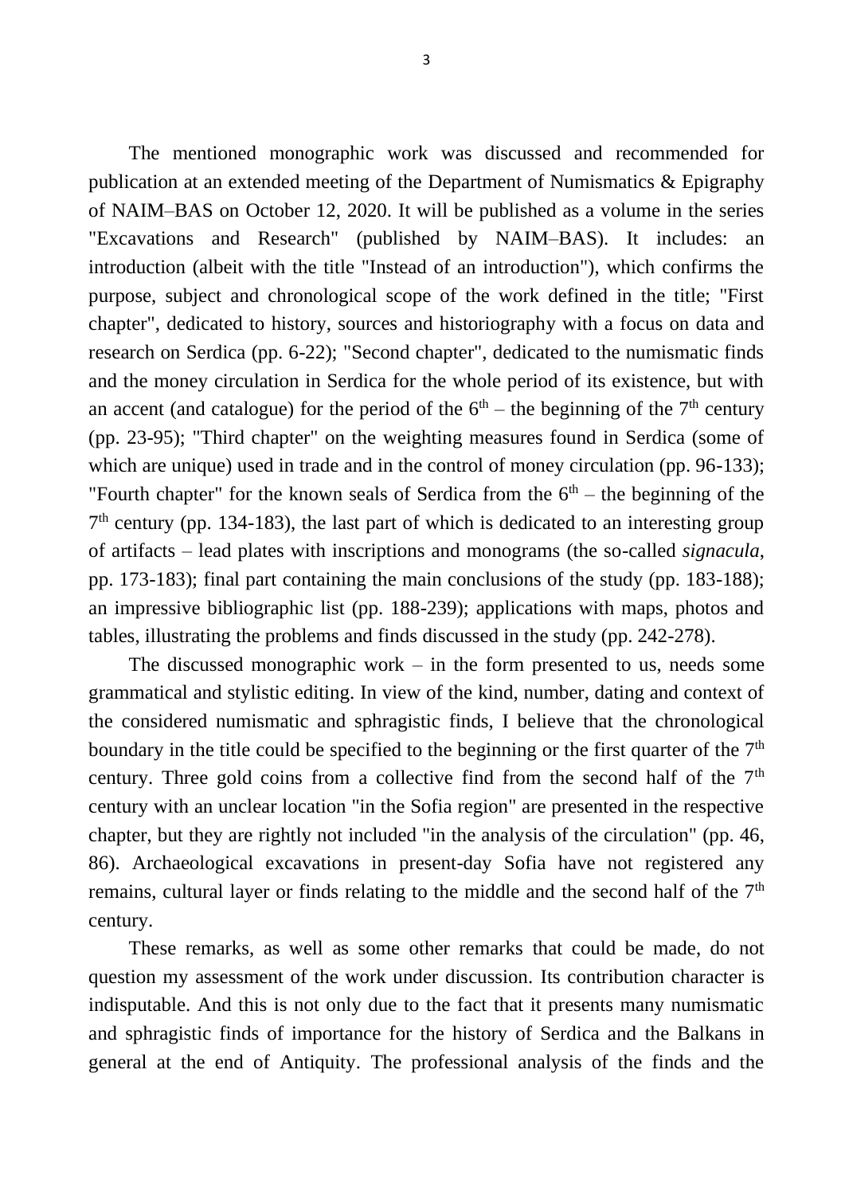The mentioned monographic work was discussed and recommended for publication at an extended meeting of the Department of Numismatics & Epigraphy of NAIM–BAS on October 12, 2020. It will be published as a volume in the series "Excavations and Research" (published by NAIM–BAS). It includes: an introduction (albeit with the title "Instead of an introduction"), which confirms the purpose, subject and chronological scope of the work defined in the title; "First chapter", dedicated to history, sources and historiography with a focus on data and research on Serdica (pp. 6-22); "Second chapter", dedicated to the numismatic finds and the money circulation in Serdica for the whole period of its existence, but with an accent (and catalogue) for the period of the $6^{th}$ – the beginning of the $7^{th}$ century (pp. 23-95); "Third chapter" on the weighting measures found in Serdica (some of which are unique) used in trade and in the control of money circulation (pp. 96-133); "Fourth chapter" for the known seals of Serdica from the $6^{th}$ – the beginning of the $7^{th}$ century (pp. 134-183), the last part of which is dedicated to an interesting group of artifacts – lead plates with inscriptions and monograms (the so-called *signacula*, pp. 173-183); final part containing the main conclusions of the study (pp. 183-188); an impressive bibliographic list (pp. 188-239); applications with maps, photos and tables, illustrating the problems and finds discussed in the study (pp. 242-278).

The discussed monographic work – in the form presented to us, needs some grammatical and stylistic editing. In view of the kind, number, dating and context of the considered numismatic and sphragistic finds, I believe that the chronological boundary in the title could be specified to the beginning or the first quarter of the $7^{th}$ century. Three gold coins from a collective find from the second half of the $7^{th}$ century with an unclear location "in the Sofia region" are presented in the respective chapter, but they are rightly not included "in the analysis of the circulation" (pp. 46, 86). Archaeological excavations in present-day Sofia have not registered any remains, cultural layer or finds relating to the middle and the second half of the $7^{th}$ century.

These remarks, as well as some other remarks that could be made, do not question my assessment of the work under discussion. Its contribution character is indisputable. And this is not only due to the fact that it presents many numismatic and sphragistic finds of importance for the history of Serdica and the Balkans in general at the end of Antiquity. The professional analysis of the finds and the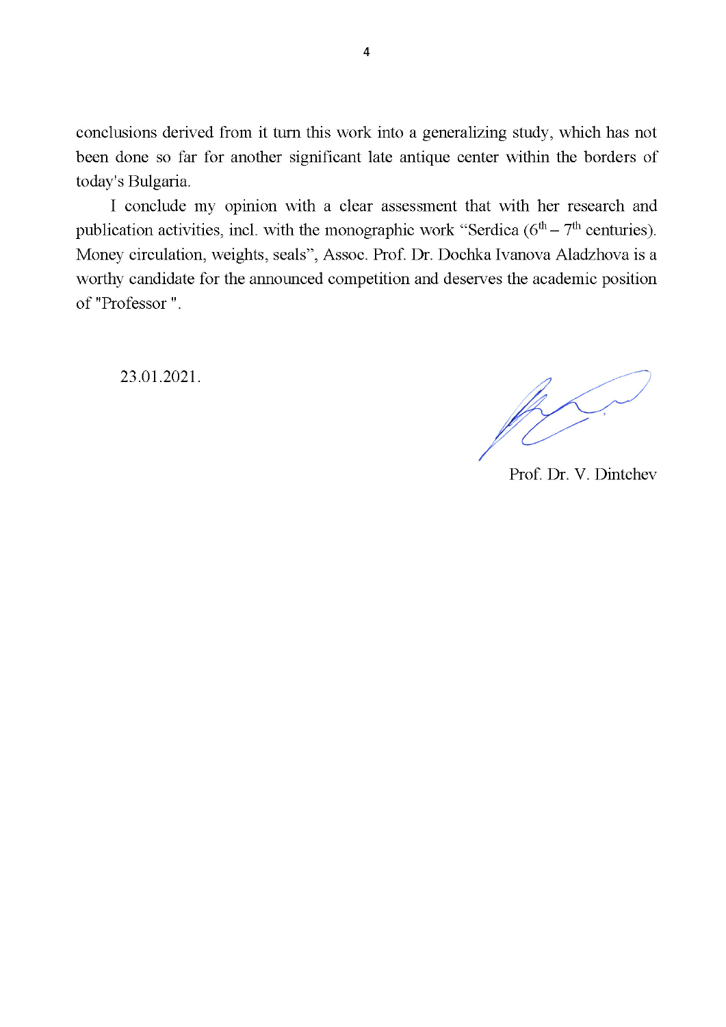conclusions derived from it turn this work into a generalizing study, which has not been done so far for another significant late antique center within the borders of today's Bulgaria.

I conclude my opinion with a clear assessment that with her research and publication activities, incl. with the monographic work “Serdica ($6^{th}$ – $7^{th}$ centuries). Money circulation, weights, seals”, Assoc. Prof. Dr. Dochka Ivanova Aladzhova is a worthy candidate for the announced competition and deserves the academic position of "Professor ".

23.01.2021.

Prof. Dr. V. Dintchev